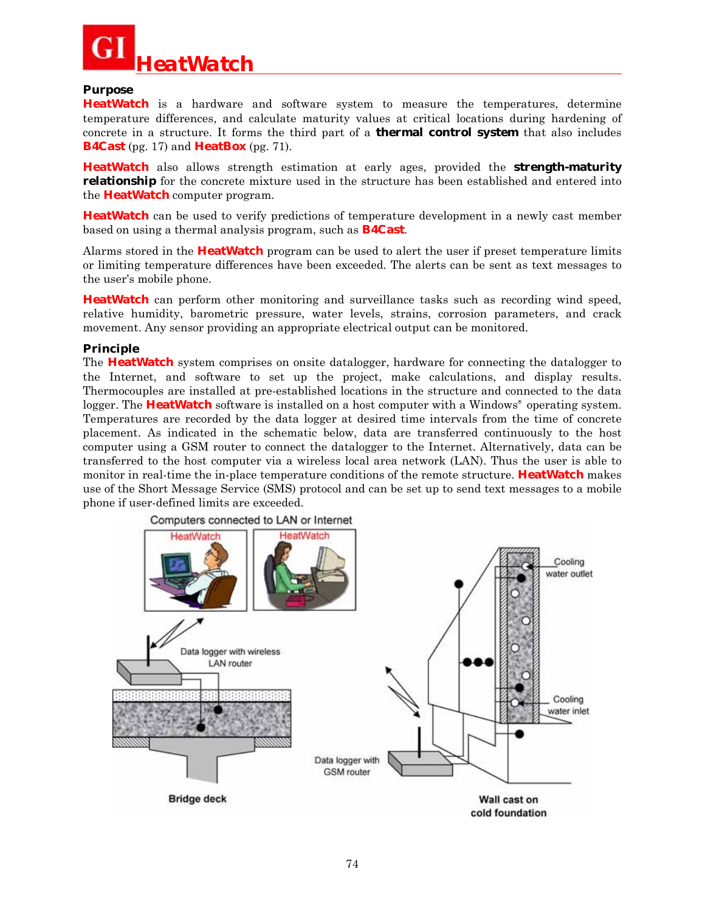# HeatWatch

## Purpose

**HeatWatch** is a hardware and software system to measure the temperatures, determine temperature differences, and calculate maturity values at critical locations during hardening of concrete in a structure. It forms the third part of a **thermal control system** that also includes **B4Cast** (pg. 17) and **HeatBox** (pg. 71).

**HeatWatch** also allows strength estimation at early ages, provided the **strength-maturity relationship** for the concrete mixture used in the structure has been established and entered into the **HeatWatch** computer program.

**HeatWatch** can be used to verify predictions of temperature development in a newly cast member based on using a thermal analysis program, such as **B4Cast**.

Alarms stored in the **HeatWatch** program can be used to alert the user if preset temperature limits or limiting temperature differences have been exceeded. The alerts can be sent as text messages to the user's mobile phone.

**HeatWatch** can perform other monitoring and surveillance tasks such as recording wind speed, relative humidity, barometric pressure, water levels, strains, corrosion parameters, and crack movement. Any sensor providing an appropriate electrical output can be monitored.

## Principle

The **HeatWatch** system comprises on onsite datalogger, hardware for connecting the datalogger to the Internet, and software to set up the project, make calculations, and display results. Thermocouples are installed at pre-established locations in the structure and connected to the data logger. The **HeatWatch** software is installed on a host computer with a Windows® operating system. Temperatures are recorded by the data logger at desired time intervals from the time of concrete placement. As indicated in the schematic below, data are transferred continuously to the host computer using a GSM router to connect the datalogger to the Internet. Alternatively, data can be transferred to the host computer via a wireless local area network (LAN). Thus the user is able to monitor in real-time the in-place temperature conditions of the remote structure. **HeatWatch** makes use of the Short Message Service (SMS) protocol and can be set up to send text messages to a mobile phone if user-defined limits are exceeded.

Computers connected to LAN or Internet

HeatWatch | HeatWatch

Data logger with wireless LAN router

Data logger with GSM router

Cooling water outlet

Cooling water inlet

Bridge deck

Wall cast on cold foundation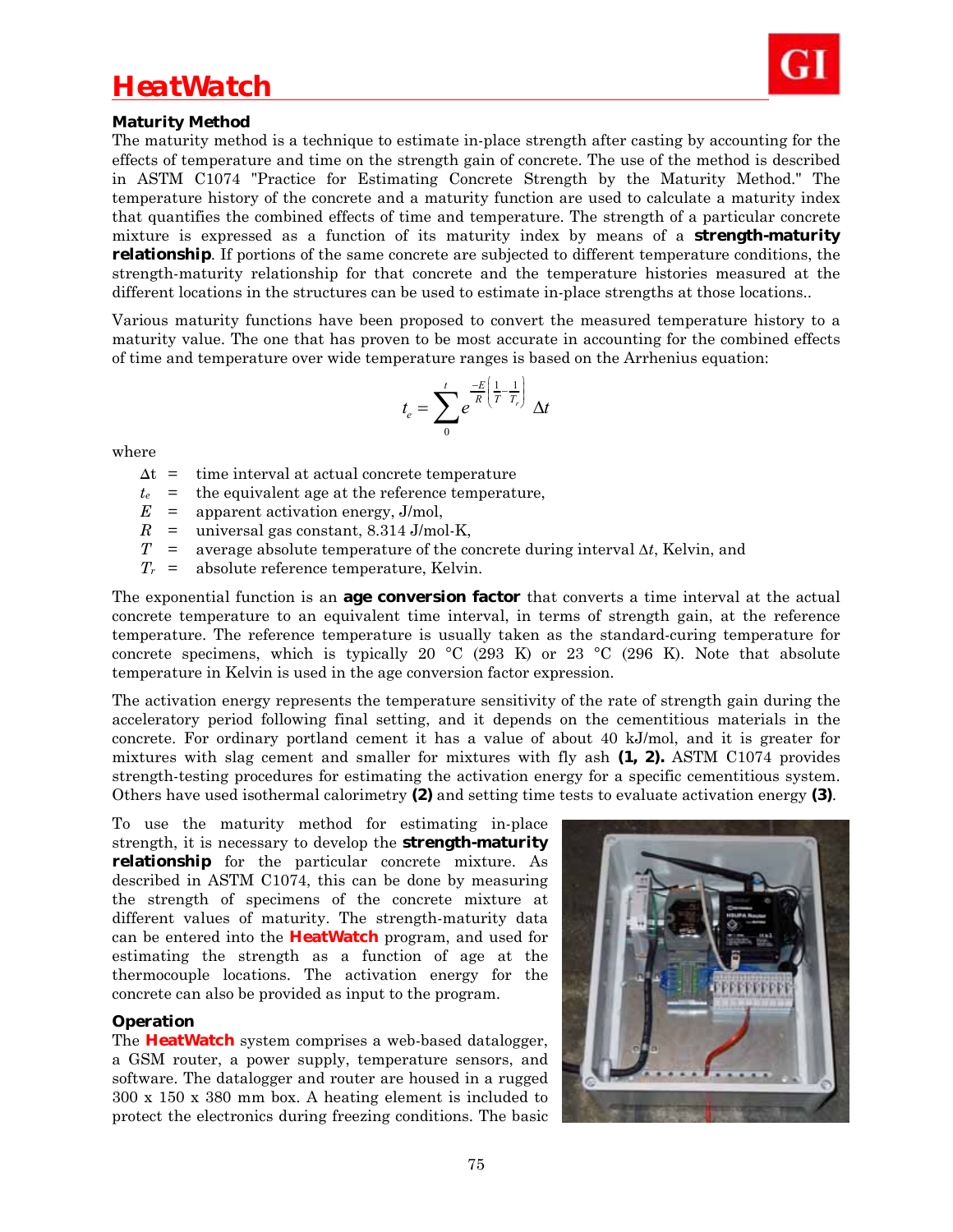# HeatWatch

### Maturity Method

The maturity method is a technique to estimate in-place strength after casting by accounting for the effects of temperature and time on the strength gain of concrete. The use of the method is described in ASTM C1074 "Practice for Estimating Concrete Strength by the Maturity Method." The temperature history of the concrete and a maturity function are used to calculate a maturity index that quantifies the combined effects of time and temperature. The strength of a particular concrete mixture is expressed as a function of its maturity index by means of a **strength-maturity relationship**. If portions of the same concrete are subjected to different temperature conditions, the strength-maturity relationship for that concrete and the temperature histories measured at the different locations in the structures can be used to estimate in-place strengths at those locations..

Various maturity functions have been proposed to convert the measured temperature history to a maturity value. The one that has proven to be most accurate in accounting for the combined effects of time and temperature over wide temperature ranges is based on the Arrhenius equation:

$$t_e = \sum_{0}^{t} e^{\frac{-E}{R}\left(\frac{1}{T}-\frac{1}{T_r}\right)} \Delta t$$

where

- $\Delta t$ = time interval at actual concrete temperature
- $t_e$ = the equivalent age at the reference temperature,
- $E$ = apparent activation energy, J/mol,
- $R$ = universal gas constant, 8.314 J/mol-K,
- $T$ = average absolute temperature of the concrete during interval $\Delta t$, Kelvin, and
- $T_r$ = absolute reference temperature, Kelvin.

The exponential function is an **age conversion factor** that converts a time interval at the actual concrete temperature to an equivalent time interval, in terms of strength gain, at the reference temperature. The reference temperature is usually taken as the standard-curing temperature for concrete specimens, which is typically 20 °C (293 K) or 23 °C (296 K). Note that absolute temperature in Kelvin is used in the age conversion factor expression.

The activation energy represents the temperature sensitivity of the rate of strength gain during the acceleratory period following final setting, and it depends on the cementitious materials in the concrete. For ordinary portland cement it has a value of about 40 kJ/mol, and it is greater for mixtures with slag cement and smaller for mixtures with fly ash **(1, 2).** ASTM C1074 provides strength-testing procedures for estimating the activation energy for a specific cementitious system. Others have used isothermal calorimetry **(2)** and setting time tests to evaluate activation energy **(3)**.

To use the maturity method for estimating in-place strength, it is necessary to develop the **strength-maturity relationship** for the particular concrete mixture. As described in ASTM C1074, this can be done by measuring the strength of specimens of the concrete mixture at different values of maturity. The strength-maturity data can be entered into the **HeatWatch** program, and used for estimating the strength as a function of age at the thermocouple locations. The activation energy for the concrete can also be provided as input to the program.

### Operation

The **HeatWatch** system comprises a web-based datalogger, a GSM router, a power supply, temperature sensors, and software. The datalogger and router are housed in a rugged 300 x 150 x 380 mm box. A heating element is included to protect the electronics during freezing conditions. The basic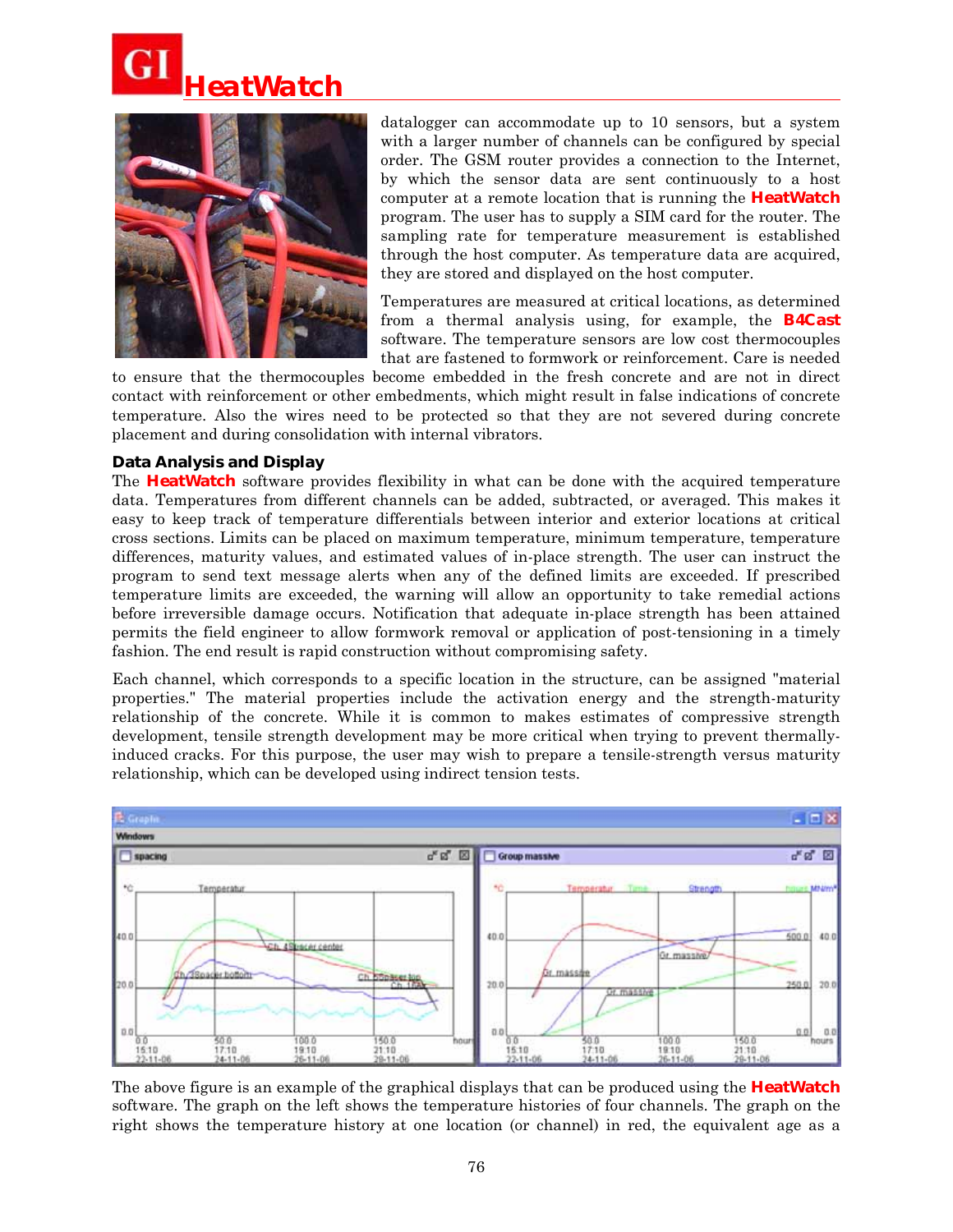datalogger can accommodate up to 10 sensors, but a system with a larger number of channels can be configured by special order. The GSM router provides a connection to the Internet, by which the sensor data are sent continuously to a host computer at a remote location that is running the **HeatWatch** program. The user has to supply a SIM card for the router. The sampling rate for temperature measurement is established through the host computer. As temperature data are acquired, they are stored and displayed on the host computer.

Temperatures are measured at critical locations, as determined from a thermal analysis using, for example, the **B4Cast** software. The temperature sensors are low cost thermocouples that are fastened to formwork or reinforcement. Care is needed to ensure that the thermocouples become embedded in the fresh concrete and are not in direct contact with reinforcement or other embedments, which might result in false indications of concrete temperature. Also the wires need to be protected so that they are not severed during concrete placement and during consolidation with internal vibrators.

### Data Analysis and Display

The **HeatWatch** software provides flexibility in what can be done with the acquired temperature data. Temperatures from different channels can be added, subtracted, or averaged. This makes it easy to keep track of temperature differentials between interior and exterior locations at critical cross sections. Limits can be placed on maximum temperature, minimum temperature, temperature differences, maturity values, and estimated values of in-place strength. The user can instruct the program to send text message alerts when any of the defined limits are exceeded. If prescribed temperature limits are exceeded, the warning will allow an opportunity to take remedial actions before irreversible damage occurs. Notification that adequate in-place strength has been attained permits the field engineer to allow formwork removal or application of post-tensioning in a timely fashion. The end result is rapid construction without compromising safety.

Each channel, which corresponds to a specific location in the structure, can be assigned "material properties." The material properties include the activation energy and the strength-maturity relationship of the concrete. While it is common to makes estimates of compressive strength development, tensile strength development may be more critical when trying to prevent thermally-induced cracks. For this purpose, the user may wish to prepare a tensile-strength versus maturity relationship, which can be developed using indirect tension tests.

The above figure is an example of the graphical displays that can be produced using the **HeatWatch** software. The graph on the left shows the temperature histories of four channels. The graph on the right shows the temperature history at one location (or channel) in red, the equivalent age as a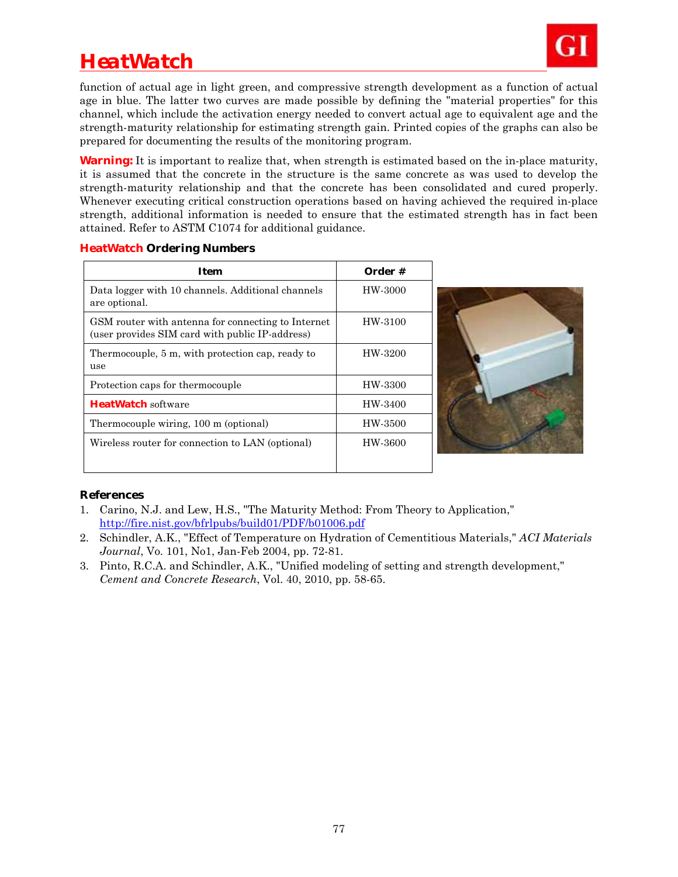function of actual age in light green, and compressive strength development as a function of actual age in blue. The latter two curves are made possible by defining the "material properties" for this channel, which include the activation energy needed to convert actual age to equivalent age and the strength-maturity relationship for estimating strength gain. Printed copies of the graphs can also be prepared for documenting the results of the monitoring program.

**Warning:** It is important to realize that, when strength is estimated based on the in-place maturity, it is assumed that the concrete in the structure is the same concrete as was used to develop the strength-maturity relationship and that the concrete has been consolidated and cured properly. Whenever executing critical construction operations based on having achieved the required in-place strength, additional information is needed to ensure that the estimated strength has in fact been attained. Refer to ASTM C1074 for additional guidance.

### HeatWatch Ordering Numbers

| Item | Order # |
|---|---|
| Data logger with 10 channels. Additional channels are optional. | HW-3000 |
| GSM router with antenna for connecting to Internet (user provides SIM card with public IP-address) | HW-3100 |
| Thermocouple, 5 m, with protection cap, ready to use | HW-3200 |
| Protection caps for thermocouple | HW-3300 |
| **HeatWatch** software | HW-3400 |
| Thermocouple wiring, 100 m (optional) | HW-3500 |
| Wireless router for connection to LAN (optional) | HW-3600 |

### References

1. Carino, N.J. and Lew, H.S., "The Maturity Method: From Theory to Application," http://fire.nist.gov/bfrlpubs/build01/PDF/b01006.pdf
2. Schindler, A.K., "Effect of Temperature on Hydration of Cementitious Materials," *ACI Materials Journal*, Vo. 101, No1, Jan-Feb 2004, pp. 72-81.
3. Pinto, R.C.A. and Schindler, A.K., "Unified modeling of setting and strength development," *Cement and Concrete Research*, Vol. 40, 2010, pp. 58-65.